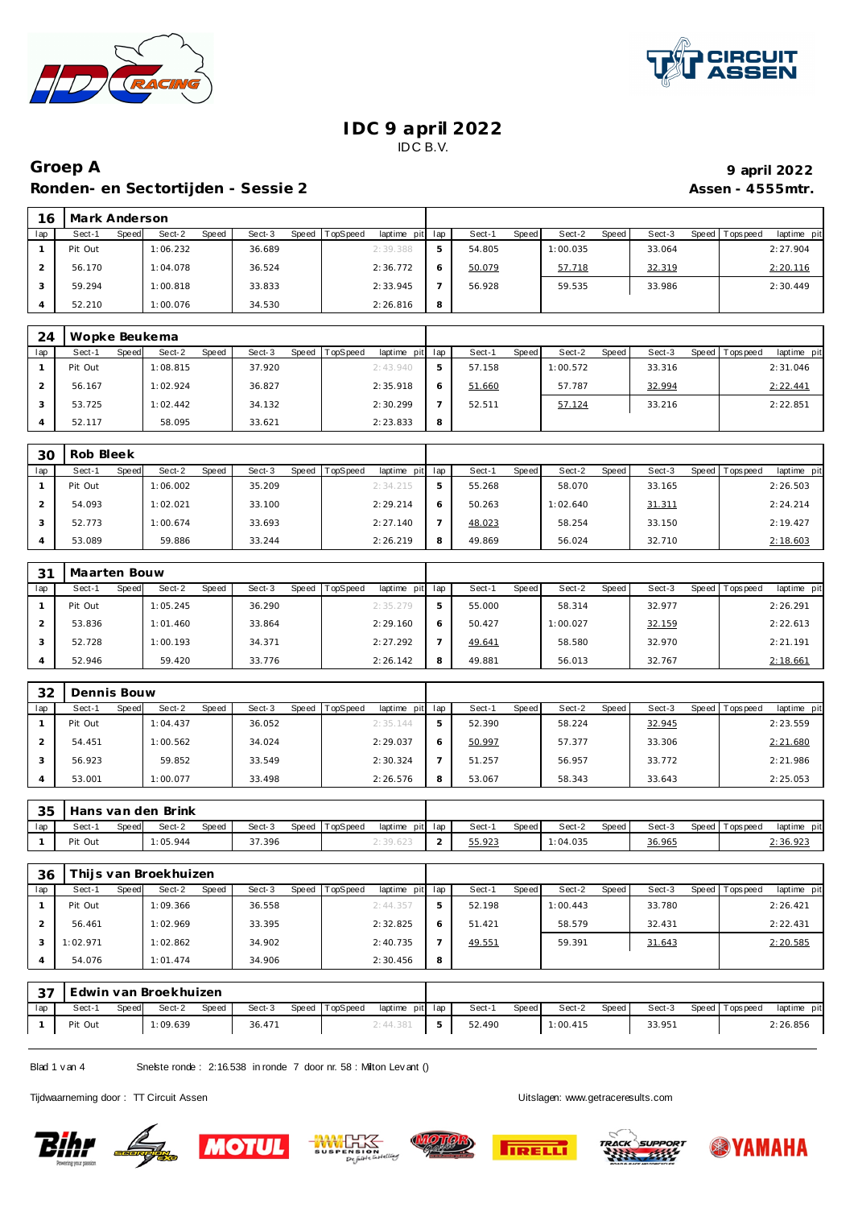# IDC 9 april 2022

IDC B.V.

## Groep A

**9 april 2022**

### Ronden- en Sectortijden - Sessie 2

**Assen - 4555mtr.**

| 16 | Mark Anderson | | | | | | | | | | | | | | | | | |
|---|---|---|---|---|---|---|---|---|---|---|---|---|---|---|---|---|---|---|
| lap | Sect-1 | Speed | Sect-2 | Speed | Sect-3 | Speed | TopSpeed | laptime pit | lap | Sect-1 | Speed | Sect-2 | Speed | Sect-3 | Speed | Topspeed | laptime pit |
| 1 | Pit Out | | 1:06.232 | | 36.689 | | | 2:39.388 | 5 | 54.805 | | 1:00.035 | | 33.064 | | | 2:27.904 |
| 2 | 56.170 | | 1:04.078 | | 36.524 | | | 2:36.772 | 6 | 50.079 | | 57.718 | | 32.319 | | | 2:20.116 |
| 3 | 59.294 | | 1:00.818 | | 33.833 | | | 2:33.945 | 7 | 56.928 | | 59.535 | | 33.986 | | | 2:30.449 |
| 4 | 52.210 | | 1:00.076 | | 34.530 | | | 2:26.816 | 8 | | | | | | | | |

| 24 | Wopke Beukema | | | | | | | | | | | | | | | | |
|---|---|---|---|---|---|---|---|---|---|---|---|---|---|---|---|---|---|
| lap | Sect-1 | Speed | Sect-2 | Speed | Sect-3 | Speed | TopSpeed | laptime pit | lap | Sect-1 | Speed | Sect-2 | Speed | Sect-3 | Speed | Topspeed | laptime pit |
| 1 | Pit Out | | 1:08.815 | | 37.920 | | | 2:43.940 | 5 | 57.158 | | 1:00.572 | | 33.316 | | | 2:31.046 |
| 2 | 56.167 | | 1:02.924 | | 36.827 | | | 2:35.918 | 6 | 51.660 | | 57.787 | | 32.994 | | | 2:22.441 |
| 3 | 53.725 | | 1:02.442 | | 34.132 | | | 2:30.299 | 7 | 52.511 | | 57.124 | | 33.216 | | | 2:22.851 |
| 4 | 52.117 | | 58.095 | | 33.621 | | | 2:23.833 | 8 | | | | | | | | |

| 30 | Rob Bleek | | | | | | | | | | | | | | | | |
|---|---|---|---|---|---|---|---|---|---|---|---|---|---|---|---|---|---|
| lap | Sect-1 | Speed | Sect-2 | Speed | Sect-3 | Speed | TopSpeed | laptime pit | lap | Sect-1 | Speed | Sect-2 | Speed | Sect-3 | Speed | Topspeed | laptime pit |
| 1 | Pit Out | | 1:06.002 | | 35.209 | | | 2:34.215 | 5 | 55.268 | | 58.070 | | 33.165 | | | 2:26.503 |
| 2 | 54.093 | | 1:02.021 | | 33.100 | | | 2:29.214 | 6 | 50.263 | | 1:02.640 | | 31.311 | | | 2:24.214 |
| 3 | 52.773 | | 1:00.674 | | 33.693 | | | 2:27.140 | 7 | 48.023 | | 58.254 | | 33.150 | | | 2:19.427 |
| 4 | 53.089 | | 59.886 | | 33.244 | | | 2:26.219 | 8 | 49.869 | | 56.024 | | 32.710 | | | 2:18.603 |

| 31 | Maarten Bouw | | | | | | | | | | | | | | | | |
|---|---|---|---|---|---|---|---|---|---|---|---|---|---|---|---|---|---|
| lap | Sect-1 | Speed | Sect-2 | Speed | Sect-3 | Speed | TopSpeed | laptime pit | lap | Sect-1 | Speed | Sect-2 | Speed | Sect-3 | Speed | Topspeed | laptime pit |
| 1 | Pit Out | | 1:05.245 | | 36.290 | | | 2:35.279 | 5 | 55.000 | | 58.314 | | 32.977 | | | 2:26.291 |
| 2 | 53.836 | | 1:01.460 | | 33.864 | | | 2:29.160 | 6 | 50.427 | | 1:00.027 | | 32.159 | | | 2:22.613 |
| 3 | 52.728 | | 1:00.193 | | 34.371 | | | 2:27.292 | 7 | 49.641 | | 58.580 | | 32.970 | | | 2:21.191 |
| 4 | 52.946 | | 59.420 | | 33.776 | | | 2:26.142 | 8 | 49.881 | | 56.013 | | 32.767 | | | 2:18.661 |

| 32 | Dennis Bouw | | | | | | | | | | | | | | | | |
|---|---|---|---|---|---|---|---|---|---|---|---|---|---|---|---|---|---|
| lap | Sect-1 | Speed | Sect-2 | Speed | Sect-3 | Speed | TopSpeed | laptime pit | lap | Sect-1 | Speed | Sect-2 | Speed | Sect-3 | Speed | Topspeed | laptime pit |
| 1 | Pit Out | | 1:04.437 | | 36.052 | | | 2:35.144 | 5 | 52.390 | | 58.224 | | 32.945 | | | 2:23.559 |
| 2 | 54.451 | | 1:00.562 | | 34.024 | | | 2:29.037 | 6 | 50.997 | | 57.377 | | 33.306 | | | 2:21.680 |
| 3 | 56.923 | | 59.852 | | 33.549 | | | 2:30.324 | 7 | 51.257 | | 56.957 | | 33.772 | | | 2:21.986 |
| 4 | 53.001 | | 1:00.077 | | 33.498 | | | 2:26.576 | 8 | 53.067 | | 58.343 | | 33.643 | | | 2:25.053 |

| 35 | Hans van den Brink | | | | | | | | | | | | | | | | |
|---|---|---|---|---|---|---|---|---|---|---|---|---|---|---|---|---|---|
| lap | Sect-1 | Speed | Sect-2 | Speed | Sect-3 | Speed | TopSpeed | laptime pit | lap | Sect-1 | Speed | Sect-2 | Speed | Sect-3 | Speed | Topspeed | laptime pit |
| 1 | Pit Out | | 1:05.944 | | 37.396 | | | 2:39.623 | 2 | 55.923 | | 1:04.035 | | 36.965 | | | 2:36.923 |

| 36 | Thijs van Broekhuizen | | | | | | | | | | | | | | | | |
|---|---|---|---|---|---|---|---|---|---|---|---|---|---|---|---|---|---|
| lap | Sect-1 | Speed | Sect-2 | Speed | Sect-3 | Speed | TopSpeed | laptime pit | lap | Sect-1 | Speed | Sect-2 | Speed | Sect-3 | Speed | Topspeed | laptime pit |
| 1 | Pit Out | | 1:09.366 | | 36.558 | | | 2:44.357 | 5 | 52.198 | | 1:00.443 | | 33.780 | | | 2:26.421 |
| 2 | 56.461 | | 1:02.969 | | 33.395 | | | 2:32.825 | 6 | 51.421 | | 58.579 | | 32.431 | | | 2:22.431 |
| 3 | 1:02.971 | | 1:02.862 | | 34.902 | | | 2:40.735 | 7 | 49.551 | | 59.391 | | 31.643 | | | 2:20.585 |
| 4 | 54.076 | | 1:01.474 | | 34.906 | | | 2:30.456 | 8 | | | | | | | | |

| 37 | Edwin van Broekhuizen | | | | | | | | | | | | | | | | |
|---|---|---|---|---|---|---|---|---|---|---|---|---|---|---|---|---|---|
| lap | Sect-1 | Speed | Sect-2 | Speed | Sect-3 | Speed | TopSpeed | laptime pit | lap | Sect-1 | Speed | Sect-2 | Speed | Sect-3 | Speed | Topspeed | laptime pit |
| 1 | Pit Out | | 1:09.639 | | 36.471 | | | 2:44.381 | 5 | 52.490 | | 1:00.415 | | 33.951 | | | 2:26.856 |

Snelste ronde : 2:16.538 in ronde 7 door nr. 58 : Milton Levant ()

Tijdwaarneming door : TT Circuit Assen

Uitslagen: www.getraceresults.com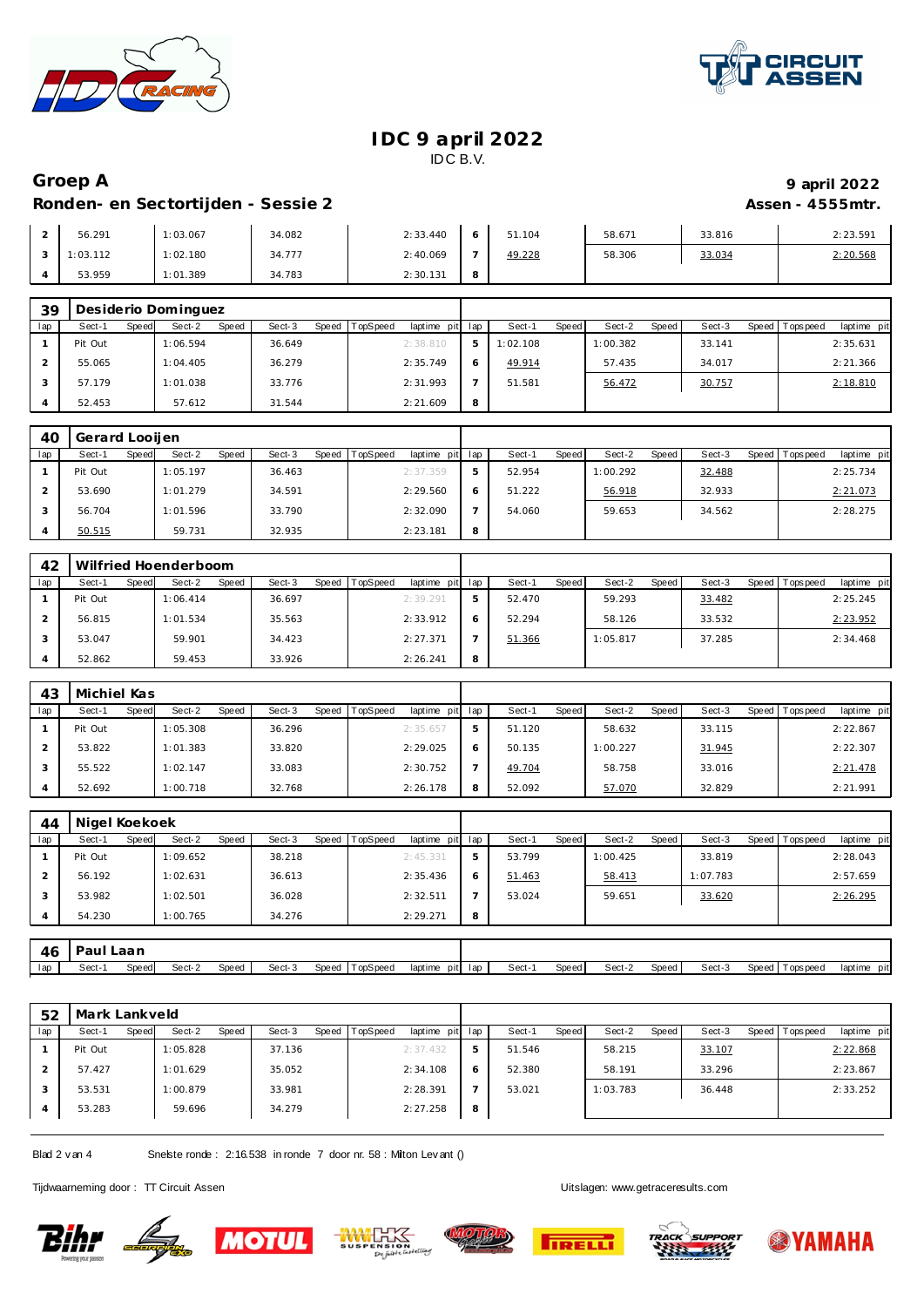# IDC 9 april 2022

IDC B.V.

## Groep A

**Ronden- en Sectortijden - Sessie 2**

**9 april 2022**

**Assen - 4555mtr.**

| lap | Sect-1 | Speed | Sect-2 | Speed | Sect-3 | Speed | TopSpeed | laptime pit | lap | Sect-1 | Speed | Sect-2 | Speed | Sect-3 | Speed | Topspeed | laptime pit |
|---|---|---|---|---|---|---|---|---|---|---|---|---|---|---|---|---|---|
| 2 | 56.291 | | 1:03.067 | | 34.082 | | | 2:33.440 | 6 | 51.104 | | 58.671 | | 33.816 | | | 2:23.591 |
| 3 | 1:03.112 | | 1:02.180 | | 34.777 | | | 2:40.069 | 7 | 49.228 | | 58.306 | | 33.034 | | | 2:20.568 |
| 4 | 53.959 | | 1:01.389 | | 34.783 | | | 2:30.131 | 8 | | | | | | | | |

### 39 Desiderio Dominguez

| lap | Sect-1 | Speed | Sect-2 | Speed | Sect-3 | Speed | TopSpeed | laptime pit | lap | Sect-1 | Speed | Sect-2 | Speed | Sect-3 | Speed | Topspeed | laptime pit |
|---|---|---|---|---|---|---|---|---|---|---|---|---|---|---|---|---|---|
| 1 | Pit Out | | 1:06.594 | | 36.649 | | | 2:38.810 | 5 | 1:02.108 | | 1:00.382 | | 33.141 | | | 2:35.631 |
| 2 | 55.065 | | 1:04.405 | | 36.279 | | | 2:35.749 | 6 | 49.914 | | 57.435 | | 34.017 | | | 2:21.366 |
| 3 | 57.179 | | 1:01.038 | | 33.776 | | | 2:31.993 | 7 | 51.581 | | 56.472 | | 30.757 | | | 2:18.810 |
| 4 | 52.453 | | 57.612 | | 31.544 | | | 2:21.609 | 8 | | | | | | | | |

### 40 Gerard Looijen

| lap | Sect-1 | Speed | Sect-2 | Speed | Sect-3 | Speed | TopSpeed | laptime pit | lap | Sect-1 | Speed | Sect-2 | Speed | Sect-3 | Speed | Topspeed | laptime pit |
|---|---|---|---|---|---|---|---|---|---|---|---|---|---|---|---|---|---|
| 1 | Pit Out | | 1:05.197 | | 36.463 | | | 2:37.359 | 5 | 52.954 | | 1:00.292 | | 32.488 | | | 2:25.734 |
| 2 | 53.690 | | 1:01.279 | | 34.591 | | | 2:29.560 | 6 | 51.222 | | 56.918 | | 32.933 | | | 2:21.073 |
| 3 | 56.704 | | 1:01.596 | | 33.790 | | | 2:32.090 | 7 | 54.060 | | 59.653 | | 34.562 | | | 2:28.275 |
| 4 | 50.515 | | 59.731 | | 32.935 | | | 2:23.181 | 8 | | | | | | | | |

### 42 Wilfried Hoenderboom

| lap | Sect-1 | Speed | Sect-2 | Speed | Sect-3 | Speed | TopSpeed | laptime pit | lap | Sect-1 | Speed | Sect-2 | Speed | Sect-3 | Speed | Topspeed | laptime pit |
|---|---|---|---|---|---|---|---|---|---|---|---|---|---|---|---|---|---|
| 1 | Pit Out | | 1:06.414 | | 36.697 | | | 2:39.291 | 5 | 52.470 | | 59.293 | | 33.482 | | | 2:25.245 |
| 2 | 56.815 | | 1:01.534 | | 35.563 | | | 2:33.912 | 6 | 52.294 | | 58.126 | | 33.532 | | | 2:23.952 |
| 3 | 53.047 | | 59.901 | | 34.423 | | | 2:27.371 | 7 | 51.366 | | 1:05.817 | | 37.285 | | | 2:34.468 |
| 4 | 52.862 | | 59.453 | | 33.926 | | | 2:26.241 | 8 | | | | | | | | |

### 43 Michiel Kas

| lap | Sect-1 | Speed | Sect-2 | Speed | Sect-3 | Speed | TopSpeed | laptime pit | lap | Sect-1 | Speed | Sect-2 | Speed | Sect-3 | Speed | Topspeed | laptime pit |
|---|---|---|---|---|---|---|---|---|---|---|---|---|---|---|---|---|---|
| 1 | Pit Out | | 1:05.308 | | 36.296 | | | 2:35.657 | 5 | 51.120 | | 58.632 | | 33.115 | | | 2:22.867 |
| 2 | 53.822 | | 1:01.383 | | 33.820 | | | 2:29.025 | 6 | 50.135 | | 1:00.227 | | 31.945 | | | 2:22.307 |
| 3 | 55.522 | | 1:02.147 | | 33.083 | | | 2:30.752 | 7 | 49.704 | | 58.758 | | 33.016 | | | 2:21.478 |
| 4 | 52.692 | | 1:00.718 | | 32.768 | | | 2:26.178 | 8 | 52.092 | | 57.070 | | 32.829 | | | 2:21.991 |

### 44 Nigel Koekoek

| lap | Sect-1 | Speed | Sect-2 | Speed | Sect-3 | Speed | TopSpeed | laptime pit | lap | Sect-1 | Speed | Sect-2 | Speed | Sect-3 | Speed | Topspeed | laptime pit |
|---|---|---|---|---|---|---|---|---|---|---|---|---|---|---|---|---|---|
| 1 | Pit Out | | 1:09.652 | | 38.218 | | | 2:45.331 | 5 | 53.799 | | 1:00.425 | | 33.819 | | | 2:28.043 |
| 2 | 56.192 | | 1:02.631 | | 36.613 | | | 2:35.436 | 6 | 51.463 | | 58.413 | | 1:07.783 | | | 2:57.659 |
| 3 | 53.982 | | 1:02.501 | | 36.028 | | | 2:32.511 | 7 | 53.024 | | 59.651 | | 33.620 | | | 2:26.295 |
| 4 | 54.230 | | 1:00.765 | | 34.276 | | | 2:29.271 | 8 | | | | | | | | |

### 46 Paul Laan

| lap | Sect-1 | Speed | Sect-2 | Speed | Sect-3 | Speed | TopSpeed | laptime pit | lap | Sect-1 | Speed | Sect-2 | Speed | Sect-3 | Speed | Topspeed | laptime pit |
|---|---|---|---|---|---|---|---|---|---|---|---|---|---|---|---|---|---|

### 52 Mark Lankveld

| lap | Sect-1 | Speed | Sect-2 | Speed | Sect-3 | Speed | TopSpeed | laptime pit | lap | Sect-1 | Speed | Sect-2 | Speed | Sect-3 | Speed | Topspeed | laptime pit |
|---|---|---|---|---|---|---|---|---|---|---|---|---|---|---|---|---|---|
| 1 | Pit Out | | 1:05.828 | | 37.136 | | | 2:37.432 | 5 | 51.546 | | 58.215 | | 33.107 | | | 2:22.868 |
| 2 | 57.427 | | 1:01.629 | | 35.052 | | | 2:34.108 | 6 | 52.380 | | 58.191 | | 33.296 | | | 2:23.867 |
| 3 | 53.531 | | 1:00.879 | | 33.981 | | | 2:28.391 | 7 | 53.021 | | 1:03.783 | | 36.448 | | | 2:33.252 |
| 4 | 53.283 | | 59.696 | | 34.279 | | | 2:27.258 | 8 | | | | | | | | |

Snelste ronde : 2:16.538 in ronde 7 door nr. 58 : Milton Levant ()

Tijdwaarneming door : TT Circuit Assen

Uitslagen: www.getraceresults.com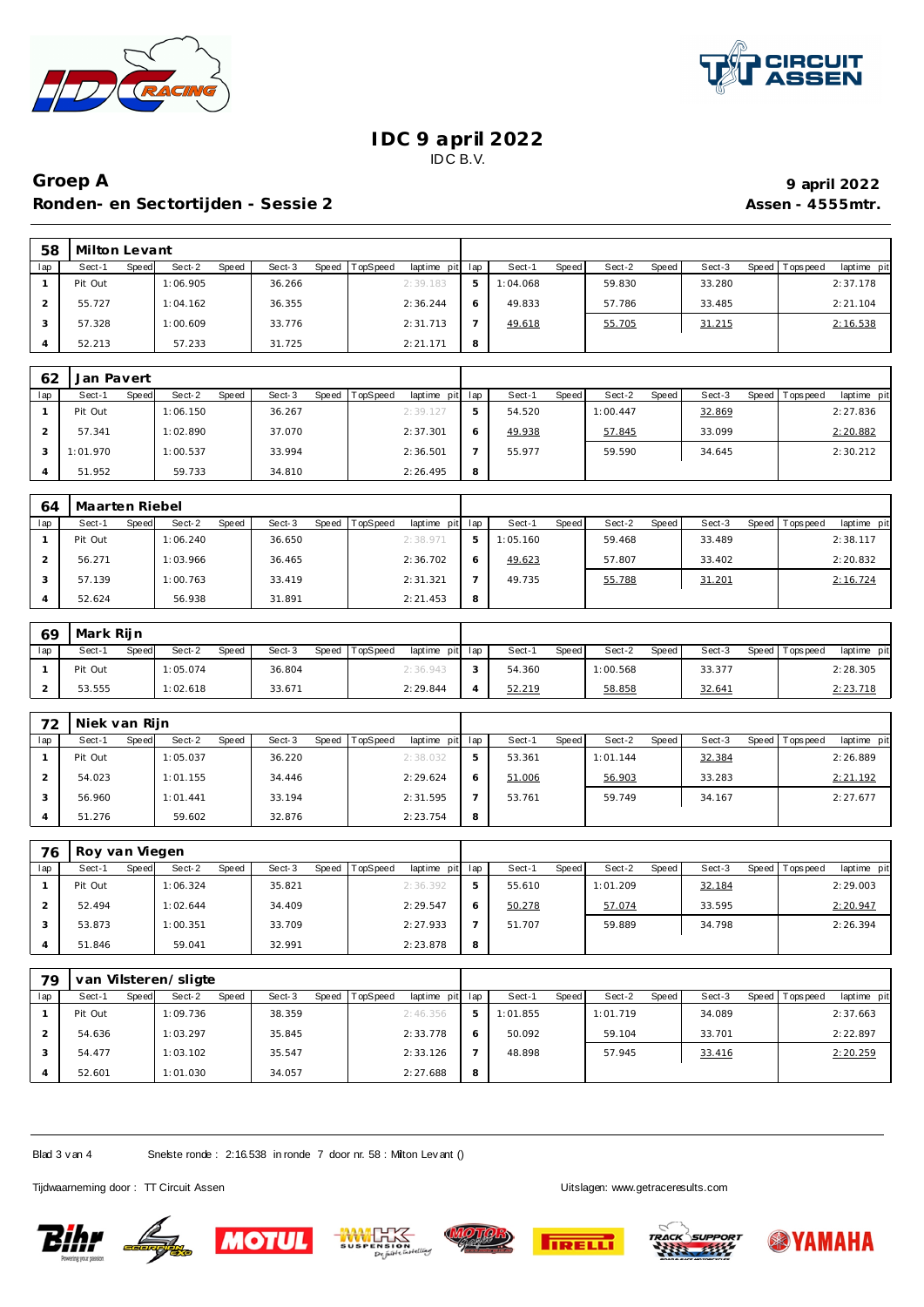# IDC 9 april 2022

IDC B.V.

## Groep A

**Ronden- en Sectortijden - Sessie 2**

**9 april 2022**

**Assen - 4555mtr.**

| 58 | Milton Levant | | | | | | | | | | | | | | | | |
|---|---|---|---|---|---|---|---|---|---|---|---|---|---|---|---|---|---|
| lap | Sect-1 | Speed | Sect-2 | Speed | Sect-3 | Speed | TopSpeed | laptime pit | lap | Sect-1 | Speed | Sect-2 | Speed | Sect-3 | Speed | Topspeed | laptime pit |
| 1 | Pit Out | | 1:06.905 | | 36.266 | | | 2:39.183 | 5 | 1:04.068 | | 59.830 | | 33.280 | | | 2:37.178 |
| 2 | 55.727 | | 1:04.162 | | 36.355 | | | 2:36.244 | 6 | 49.833 | | 57.786 | | 33.485 | | | 2:21.104 |
| 3 | 57.328 | | 1:00.609 | | 33.776 | | | 2:31.713 | 7 | 49.618 | | 55.705 | | 31.215 | | | 2:16.538 |
| 4 | 52.213 | | 57.233 | | 31.725 | | | 2:21.171 | 8 | | | | | | | | |

| 62 | Jan Pavert | | | | | | | | | | | | | | | | |
|---|---|---|---|---|---|---|---|---|---|---|---|---|---|---|---|---|---|
| lap | Sect-1 | Speed | Sect-2 | Speed | Sect-3 | Speed | TopSpeed | laptime pit | lap | Sect-1 | Speed | Sect-2 | Speed | Sect-3 | Speed | Topspeed | laptime pit |
| 1 | Pit Out | | 1:06.150 | | 36.267 | | | 2:39.127 | 5 | 54.520 | | 1:00.447 | | 32.869 | | | 2:27.836 |
| 2 | 57.341 | | 1:02.890 | | 37.070 | | | 2:37.301 | 6 | 49.938 | | 57.845 | | 33.099 | | | 2:20.882 |
| 3 | 1:01.970 | | 1:00.537 | | 33.994 | | | 2:36.501 | 7 | 55.977 | | 59.590 | | 34.645 | | | 2:30.212 |
| 4 | 51.952 | | 59.733 | | 34.810 | | | 2:26.495 | 8 | | | | | | | | |

| 64 | Maarten Riebel | | | | | | | | | | | | | | | | |
|---|---|---|---|---|---|---|---|---|---|---|---|---|---|---|---|---|---|
| lap | Sect-1 | Speed | Sect-2 | Speed | Sect-3 | Speed | TopSpeed | laptime pit | lap | Sect-1 | Speed | Sect-2 | Speed | Sect-3 | Speed | Topspeed | laptime pit |
| 1 | Pit Out | | 1:06.240 | | 36.650 | | | 2:38.971 | 5 | 1:05.160 | | 59.468 | | 33.489 | | | 2:38.117 |
| 2 | 56.271 | | 1:03.966 | | 36.465 | | | 2:36.702 | 6 | 49.623 | | 57.807 | | 33.402 | | | 2:20.832 |
| 3 | 57.139 | | 1:00.763 | | 33.419 | | | 2:31.321 | 7 | 49.735 | | 55.788 | | 31.201 | | | 2:16.724 |
| 4 | 52.624 | | 56.938 | | 31.891 | | | 2:21.453 | 8 | | | | | | | | |

| 69 | Mark Rijn | | | | | | | | | | | | | | | | |
|---|---|---|---|---|---|---|---|---|---|---|---|---|---|---|---|---|---|
| lap | Sect-1 | Speed | Sect-2 | Speed | Sect-3 | Speed | TopSpeed | laptime pit | lap | Sect-1 | Speed | Sect-2 | Speed | Sect-3 | Speed | Topspeed | laptime pit |
| 1 | Pit Out | | 1:05.074 | | 36.804 | | | 2:36.943 | 3 | 54.360 | | 1:00.568 | | 33.377 | | | 2:28.305 |
| 2 | 53.555 | | 1:02.618 | | 33.671 | | | 2:29.844 | 4 | 52.219 | | 58.858 | | 32.641 | | | 2:23.718 |

| 72 | Niek van Rijn | | | | | | | | | | | | | | | | |
|---|---|---|---|---|---|---|---|---|---|---|---|---|---|---|---|---|---|
| lap | Sect-1 | Speed | Sect-2 | Speed | Sect-3 | Speed | TopSpeed | laptime pit | lap | Sect-1 | Speed | Sect-2 | Speed | Sect-3 | Speed | Topspeed | laptime pit |
| 1 | Pit Out | | 1:05.037 | | 36.220 | | | 2:38.032 | 5 | 53.361 | | 1:01.144 | | 32.384 | | | 2:26.889 |
| 2 | 54.023 | | 1:01.155 | | 34.446 | | | 2:29.624 | 6 | 51.006 | | 56.903 | | 33.283 | | | 2:21.192 |
| 3 | 56.960 | | 1:01.441 | | 33.194 | | | 2:31.595 | 7 | 53.761 | | 59.749 | | 34.167 | | | 2:27.677 |
| 4 | 51.276 | | 59.602 | | 32.876 | | | 2:23.754 | 8 | | | | | | | | |

| 76 | Roy van Viegen | | | | | | | | | | | | | | | | |
|---|---|---|---|---|---|---|---|---|---|---|---|---|---|---|---|---|---|
| lap | Sect-1 | Speed | Sect-2 | Speed | Sect-3 | Speed | TopSpeed | laptime pit | lap | Sect-1 | Speed | Sect-2 | Speed | Sect-3 | Speed | Topspeed | laptime pit |
| 1 | Pit Out | | 1:06.324 | | 35.821 | | | 2:36.392 | 5 | 55.610 | | 1:01.209 | | 32.184 | | | 2:29.003 |
| 2 | 52.494 | | 1:02.644 | | 34.409 | | | 2:29.547 | 6 | 50.278 | | 57.074 | | 33.595 | | | 2:20.947 |
| 3 | 53.873 | | 1:00.351 | | 33.709 | | | 2:27.933 | 7 | 51.707 | | 59.889 | | 34.798 | | | 2:26.394 |
| 4 | 51.846 | | 59.041 | | 32.991 | | | 2:23.878 | 8 | | | | | | | | |

| 79 | van Vilsteren/sligte | | | | | | | | | | | | | | | | |
|---|---|---|---|---|---|---|---|---|---|---|---|---|---|---|---|---|---|
| lap | Sect-1 | Speed | Sect-2 | Speed | Sect-3 | Speed | TopSpeed | laptime pit | lap | Sect-1 | Speed | Sect-2 | Speed | Sect-3 | Speed | Topspeed | laptime pit |
| 1 | Pit Out | | 1:09.736 | | 38.359 | | | 2:46.356 | 5 | 1:01.855 | | 1:01.719 | | 34.089 | | | 2:37.663 |
| 2 | 54.636 | | 1:03.297 | | 35.845 | | | 2:33.778 | 6 | 50.092 | | 59.104 | | 33.701 | | | 2:22.897 |
| 3 | 54.477 | | 1:03.102 | | 35.547 | | | 2:33.126 | 7 | 48.898 | | 57.945 | | 33.416 | | | 2:20.259 |
| 4 | 52.601 | | 1:01.030 | | 34.057 | | | 2:27.688 | 8 | | | | | | | | |

Snelste ronde : 2:16.538 in ronde 7 door nr. 58 : Milton Levant ()

Tijdwaarneming door : TT Circuit Assen

Uitslagen: www.getraceresults.com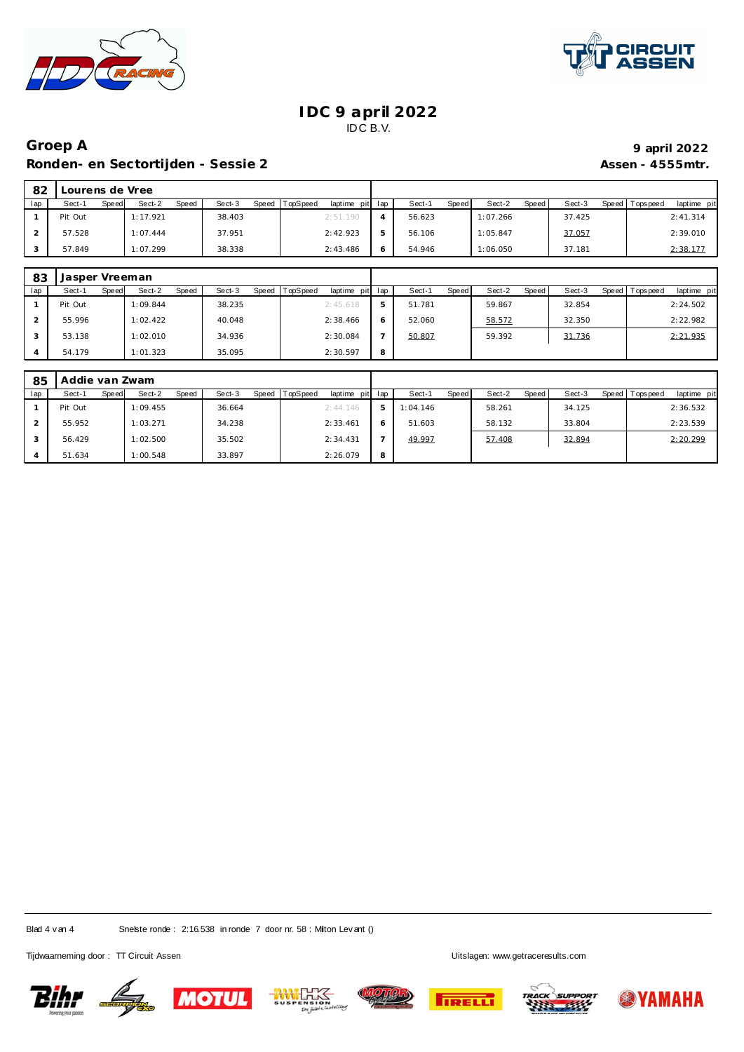# IDC 9 april 2022

IDC B.V.

## Groep A

**Ronden- en Sectortijden - Sessie 2**

**9 april 2022**

**Assen - 4555mtr.**

### 82 Lourens de Vree

| lap | Sect-1 | Speed | Sect-2 | Speed | Sect-3 | Speed | TopSpeed | laptime pit | lap | Sect-1 | Speed | Sect-2 | Speed | Sect-3 | Speed | Topspeed | laptime pit |
|---|---|---|---|---|---|---|---|---|---|---|---|---|---|---|---|---|---|
| 1 | Pit Out | | 1:17.921 | | 38.403 | | | 2:51.190 | 4 | 56.623 | | 1:07.266 | | 37.425 | | | 2:41.314 |
| 2 | 57.528 | | 1:07.444 | | 37.951 | | | 2:42.923 | 5 | 56.106 | | 1:05.847 | | 37.057 | | | 2:39.010 |
| 3 | 57.849 | | 1:07.299 | | 38.338 | | | 2:43.486 | 6 | 54.946 | | 1:06.050 | | 37.181 | | | 2:38.177 |

### 83 Jasper Vreeman

| lap | Sect-1 | Speed | Sect-2 | Speed | Sect-3 | Speed | TopSpeed | laptime pit | lap | Sect-1 | Speed | Sect-2 | Speed | Sect-3 | Speed | Topspeed | laptime pit |
|---|---|---|---|---|---|---|---|---|---|---|---|---|---|---|---|---|---|
| 1 | Pit Out | | 1:09.844 | | 38.235 | | | 2:45.618 | 5 | 51.781 | | 59.867 | | 32.854 | | | 2:24.502 |
| 2 | 55.996 | | 1:02.422 | | 40.048 | | | 2:38.466 | 6 | 52.060 | | 58.572 | | 32.350 | | | 2:22.982 |
| 3 | 53.138 | | 1:02.010 | | 34.936 | | | 2:30.084 | 7 | 50.807 | | 59.392 | | 31.736 | | | 2:21.935 |
| 4 | 54.179 | | 1:01.323 | | 35.095 | | | 2:30.597 | 8 | | | | | | | | |

### 85 Addie van Zwam

| lap | Sect-1 | Speed | Sect-2 | Speed | Sect-3 | Speed | TopSpeed | laptime pit | lap | Sect-1 | Speed | Sect-2 | Speed | Sect-3 | Speed | Topspeed | laptime pit |
|---|---|---|---|---|---|---|---|---|---|---|---|---|---|---|---|---|---|
| 1 | Pit Out | | 1:09.455 | | 36.664 | | | 2:44.146 | 5 | 1:04.146 | | 58.261 | | 34.125 | | | 2:36.532 |
| 2 | 55.952 | | 1:03.271 | | 34.238 | | | 2:33.461 | 6 | 51.603 | | 58.132 | | 33.804 | | | 2:23.539 |
| 3 | 56.429 | | 1:02.500 | | 35.502 | | | 2:34.431 | 7 | 49.997 | | 57.408 | | 32.894 | | | 2:20.299 |
| 4 | 51.634 | | 1:00.548 | | 33.897 | | | 2:26.079 | 8 | | | | | | | | |

Snelste ronde : 2:16.538 in ronde 7 door nr. 58 : Milton Levant ()

Tijdwaarneming door : TT Circuit Assen

Uitslagen: www.getraceresults.com